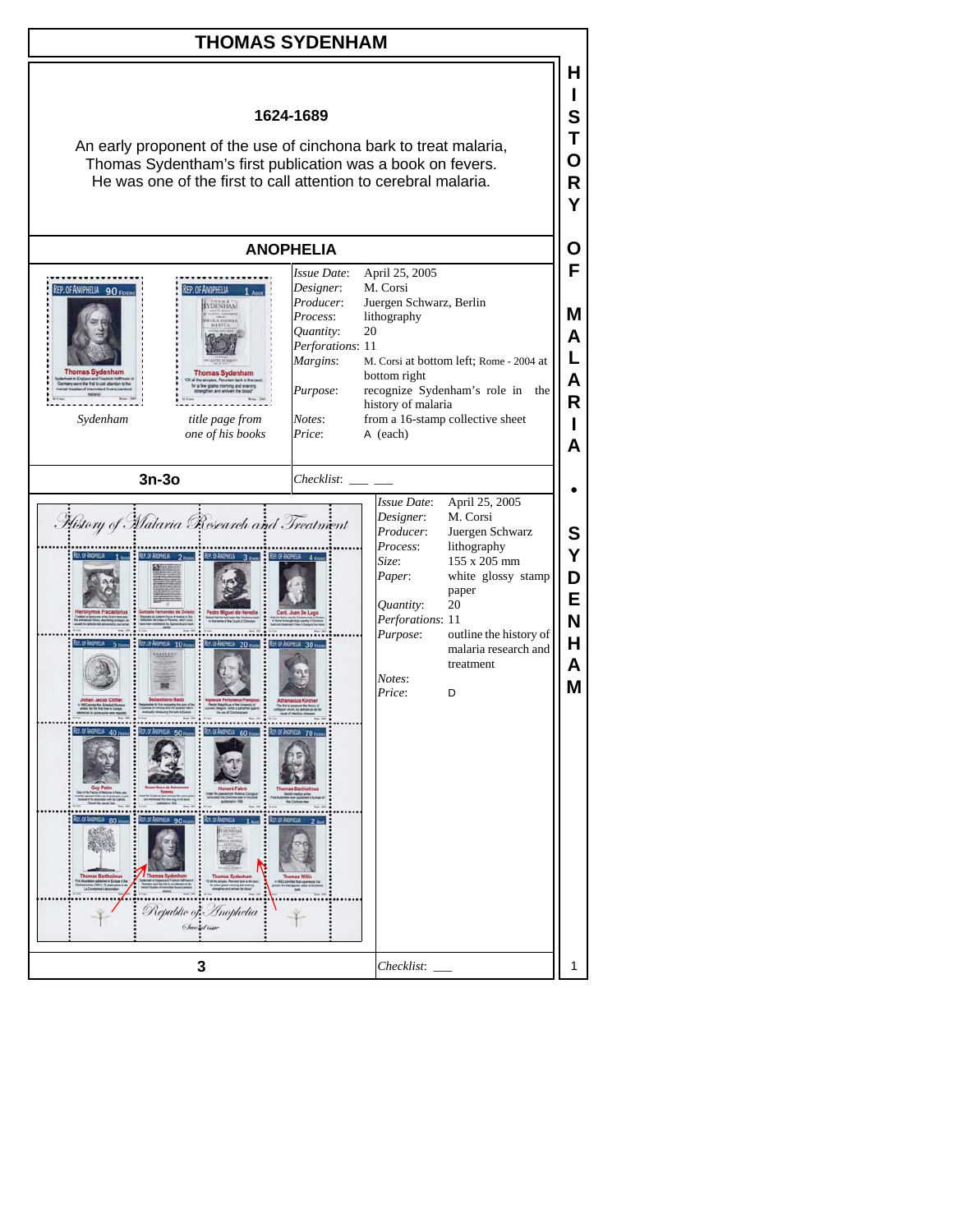# THOMAS SYDENHAM

**1624-1689**

An early proponent of the use of cinchona bark to treat malaria, Thomas Sydenham's first publication was a book on fevers. He was one of the first to call attention to cerebral malaria.

## ANOPHELIA

*Sydenham* — *title page from one of his books*

| | |
|---|---|
| *Issue Date*: | April 25, 2005 |
| *Designer*: | M. Corsi |
| *Producer*: | Juergen Schwarz, Berlin |
| *Process*: | lithography |
| *Quantity*: | 20 |
| *Perforations*: | 11 |
| *Margins*: | M. Corsi at bottom left; Rome - 2004 at bottom right |
| *Purpose*: | recognize Sydenham's role in the history of malaria |
| *Notes*: | from a 16-stamp collective sheet |
| *Price*: | A (each) |

**3n-3o**

*Checklist*: ___ ___

| | |
|---|---|
| *Issue Date*: | April 25, 2005 |
| *Designer*: | M. Corsi |
| *Producer*: | Juergen Schwarz |
| *Process*: | lithography |
| *Size*: | 155 x 205 mm |
| *Paper*: | white glossy stamp paper |
| *Quantity*: | 20 |
| *Perforations*: | 11 |
| *Purpose*: | outline the history of malaria research and treatment |
| *Notes*: | |
| *Price*: | D |

**3**

*Checklist*: ___

HISTORY OF MALARIA • SYDENHAM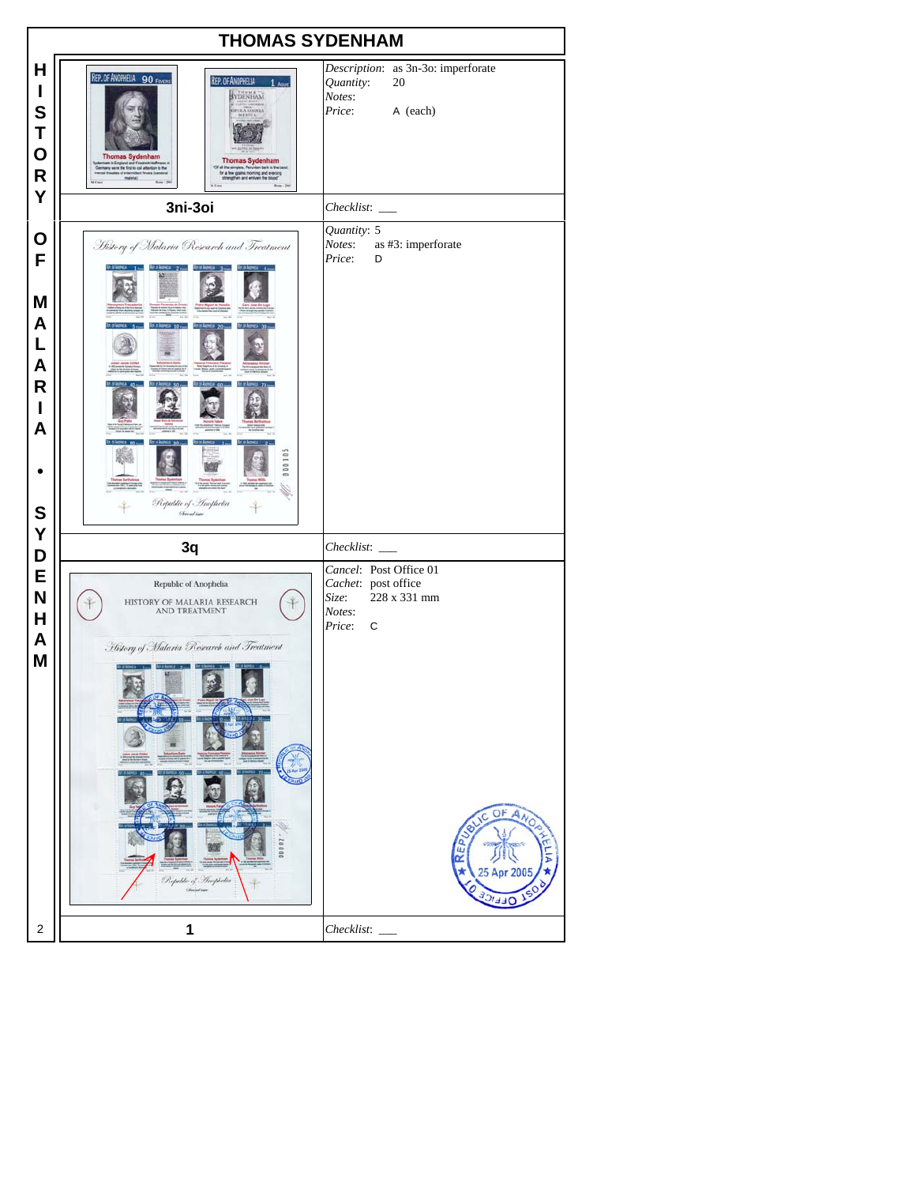# THOMAS SYDENHAM

| Item | Details |
| --- | --- |
| **3ni-3oi** | *Description*: as 3n-3o: imperforate<br>*Quantity*: 20<br>*Notes*:<br>*Price*: A (each)<br>*Checklist*: ___ |
| **3q** | *Quantity*: 5<br>*Notes*: as #3: imperforate<br>*Price*: D<br>*Checklist*: ___ |
| **1** | *Cancel*: Post Office 01<br>*Cachet*: post office<br>*Size*: 228 x 331 mm<br>*Notes*:<br>*Price*: C<br>*Checklist*: ___ |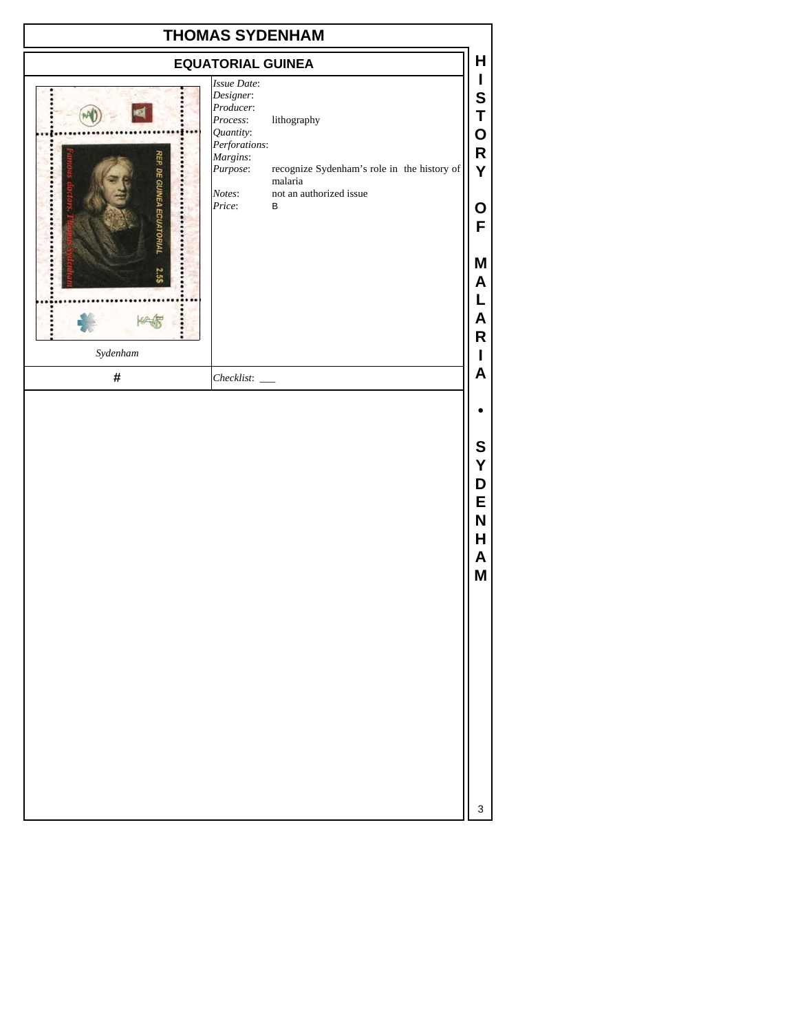# THOMAS SYDENHAM

## EQUATORIAL GUINEA

*Sydenham*

*Issue Date*:
*Designer*:
*Producer*:
*Process*: lithography
*Quantity*:
*Perforations*:
*Margins*:
*Purpose*: recognize Sydenham's role in the history of malaria
*Notes*: not an authorized issue
*Price*: B

| # | *Checklist*: ___ |
|---|---|

HISTORY OF MALARIA • SYDENHAM